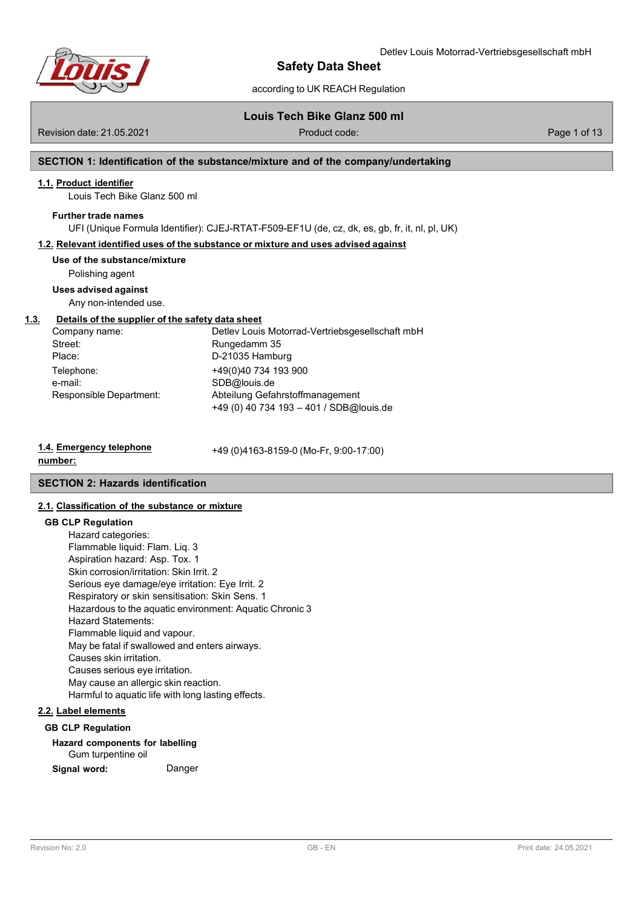# Safety Data Sheet

according to UK REACH Regulation

Detlev Louis Motorrad-Vertriebsgesellschaft mbH

## Louis Tech Bike Glanz 500 ml

Revision date: 21.05.2021 | Product code:

## SECTION 1: Identification of the substance/mixture and of the company/undertaking

### 1.1. Product identifier

Louis Tech Bike Glanz 500 ml

**Further trade names**

UFI (Unique Formula Identifier): CJEJ-RTAT-F509-EF1U (de, cz, dk, es, gb, fr, it, nl, pl, UK)

### 1.2. Relevant identified uses of the substance or mixture and uses advised against

**Use of the substance/mixture**

Polishing agent

**Uses advised against**

Any non-intended use.

### 1.3. Details of the supplier of the safety data sheet

| | |
|---|---|
| Company name: | Detlev Louis Motorrad-Vertriebsgesellschaft mbH |
| Street: | Rungedamm 35 |
| Place: | D-21035 Hamburg |
| Telephone: | +49(0)40 734 193 900 |
| e-mail: | SDB@louis.de |
| Responsible Department: | Abteilung Gefahrstoffmanagement<br>+49 (0) 40 734 193 – 401 / SDB@louis.de |

### 1.4. Emergency telephone number:

+49 (0)4163-8159-0 (Mo-Fr, 9:00-17:00)

## SECTION 2: Hazards identification

### 2.1. Classification of the substance or mixture

**GB CLP Regulation**

Hazard categories:
Flammable liquid: Flam. Liq. 3
Aspiration hazard: Asp. Tox. 1
Skin corrosion/irritation: Skin Irrit. 2
Serious eye damage/eye irritation: Eye Irrit. 2
Respiratory or skin sensitisation: Skin Sens. 1
Hazardous to the aquatic environment: Aquatic Chronic 3
Hazard Statements:
Flammable liquid and vapour.
May be fatal if swallowed and enters airways.
Causes skin irritation.
Causes serious eye irritation.
May cause an allergic skin reaction.
Harmful to aquatic life with long lasting effects.

### 2.2. Label elements

**GB CLP Regulation**

**Hazard components for labelling**

Gum turpentine oil

**Signal word:** Danger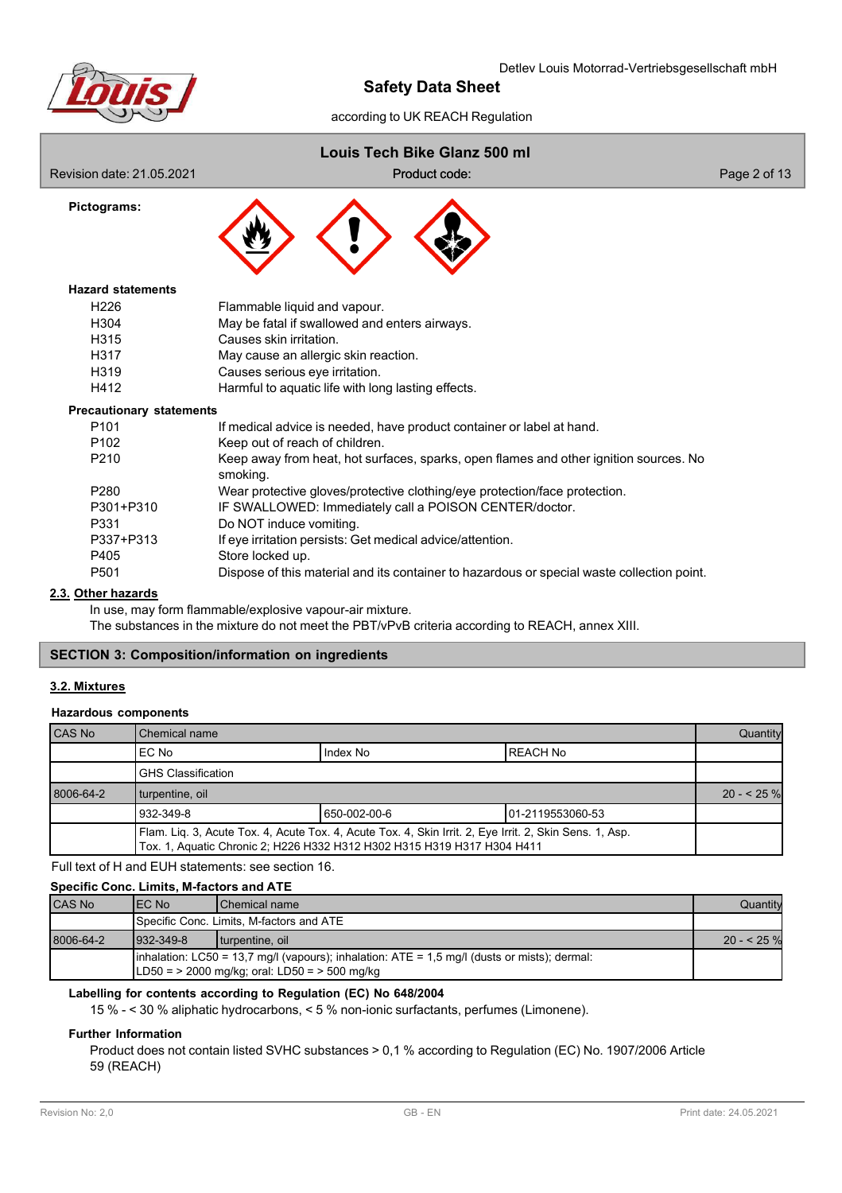**Pictograms:**

**Hazard statements**

| | |
|---|---|
| H226 | Flammable liquid and vapour. |
| H304 | May be fatal if swallowed and enters airways. |
| H315 | Causes skin irritation. |
| H317 | May cause an allergic skin reaction. |
| H319 | Causes serious eye irritation. |
| H412 | Harmful to aquatic life with long lasting effects. |

**Precautionary statements**

| | |
|---|---|
| P101 | If medical advice is needed, have product container or label at hand. |
| P102 | Keep out of reach of children. |
| P210 | Keep away from heat, hot surfaces, sparks, open flames and other ignition sources. No smoking. |
| P280 | Wear protective gloves/protective clothing/eye protection/face protection. |
| P301+P310 | IF SWALLOWED: Immediately call a POISON CENTER/doctor. |
| P331 | Do NOT induce vomiting. |
| P337+P313 | If eye irritation persists: Get medical advice/attention. |
| P405 | Store locked up. |
| P501 | Dispose of this material and its container to hazardous or special waste collection point. |

## 2.3. Other hazards

In use, may form flammable/explosive vapour-air mixture.
The substances in the mixture do not meet the PBT/vPvB criteria according to REACH, annex XIII.

# SECTION 3: Composition/information on ingredients

## 3.2. Mixtures

**Hazardous components**

| CAS No | Chemical name | | | Quantity |
|---|---|---|---|---|
| | EC No | Index No | REACH No | |
| | GHS Classification | | | |
| 8006-64-2 | turpentine, oil | | | 20 - < 25 % |
| | 932-349-8 | 650-002-00-6 | 01-2119553060-53 | |
| | Flam. Liq. 3, Acute Tox. 4, Acute Tox. 4, Skin Irrit. 2, Eye Irrit. 2, Skin Sens. 1, Asp. Tox. 1, Aquatic Chronic 2; H226 H332 H312 H302 H315 H319 H317 H304 H411 | | | |

Full text of H and EUH statements: see section 16.

**Specific Conc. Limits, M-factors and ATE**

| CAS No | EC No | Chemical name | Quantity |
|---|---|---|---|
| | Specific Conc. Limits, M-factors and ATE | | |
| 8006-64-2 | 932-349-8 | turpentine, oil | 20 - < 25 % |
| | inhalation: LC50 = 13,7 mg/l (vapours); inhalation: ATE = 1,5 mg/l (dusts or mists); dermal: LD50 = > 2000 mg/kg; oral: LD50 = > 500 mg/kg | | |

**Labelling for contents according to Regulation (EC) No 648/2004**

15 % - < 30 % aliphatic hydrocarbons, < 5 % non-ionic surfactants, perfumes (Limonene).

**Further Information**

Product does not contain listed SVHC substances > 0,1 % according to Regulation (EC) No. 1907/2006 Article 59 (REACH)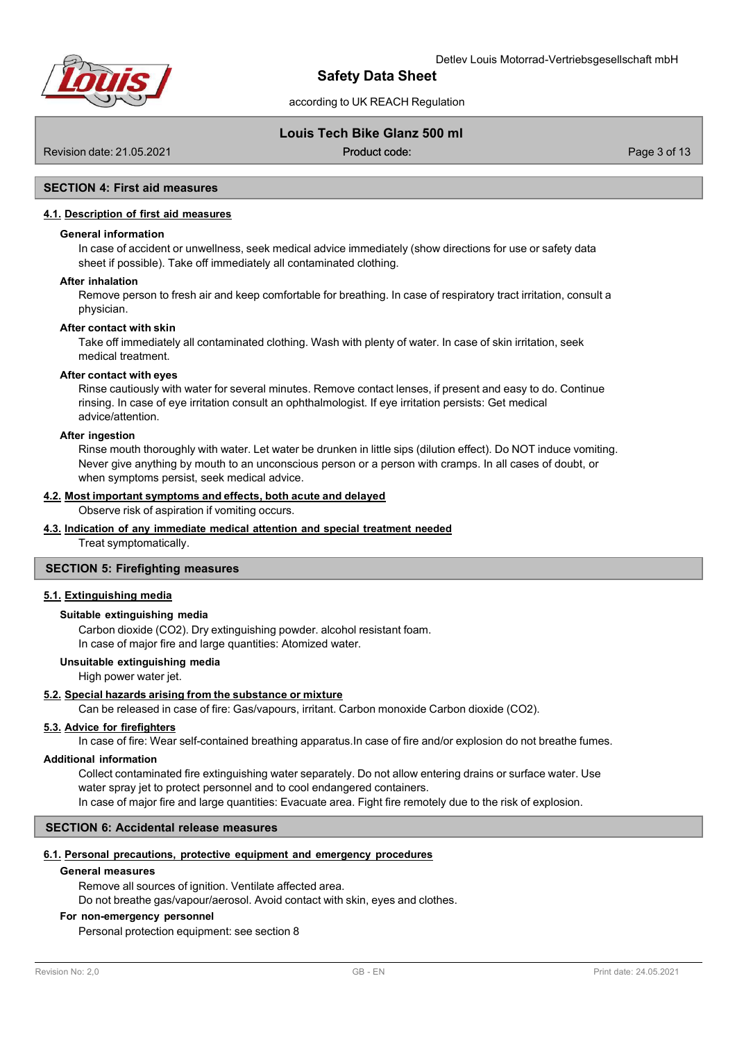## SECTION 4: First aid measures

### 4.1. Description of first aid measures

**General information**

In case of accident or unwellness, seek medical advice immediately (show directions for use or safety data sheet if possible). Take off immediately all contaminated clothing.

**After inhalation**

Remove person to fresh air and keep comfortable for breathing. In case of respiratory tract irritation, consult a physician.

**After contact with skin**

Take off immediately all contaminated clothing. Wash with plenty of water. In case of skin irritation, seek medical treatment.

**After contact with eyes**

Rinse cautiously with water for several minutes. Remove contact lenses, if present and easy to do. Continue rinsing. In case of eye irritation consult an ophthalmologist. If eye irritation persists: Get medical advice/attention.

**After ingestion**

Rinse mouth thoroughly with water. Let water be drunken in little sips (dilution effect). Do NOT induce vomiting. Never give anything by mouth to an unconscious person or a person with cramps. In all cases of doubt, or when symptoms persist, seek medical advice.

### 4.2. Most important symptoms and effects, both acute and delayed

Observe risk of aspiration if vomiting occurs.

### 4.3. Indication of any immediate medical attention and special treatment needed

Treat symptomatically.

## SECTION 5: Firefighting measures

### 5.1. Extinguishing media

**Suitable extinguishing media**

Carbon dioxide ($CO_2$). Dry extinguishing powder. alcohol resistant foam.
In case of major fire and large quantities: Atomized water.

**Unsuitable extinguishing media**

High power water jet.

### 5.2. Special hazards arising from the substance or mixture

Can be released in case of fire: Gas/vapours, irritant. Carbon monoxide Carbon dioxide ($CO_2$).

### 5.3. Advice for firefighters

In case of fire: Wear self-contained breathing apparatus.In case of fire and/or explosion do not breathe fumes.

**Additional information**

Collect contaminated fire extinguishing water separately. Do not allow entering drains or surface water. Use water spray jet to protect personnel and to cool endangered containers.
In case of major fire and large quantities: Evacuate area. Fight fire remotely due to the risk of explosion.

## SECTION 6: Accidental release measures

### 6.1. Personal precautions, protective equipment and emergency procedures

**General measures**

Remove all sources of ignition. Ventilate affected area.
Do not breathe gas/vapour/aerosol. Avoid contact with skin, eyes and clothes.

**For non-emergency personnel**

Personal protection equipment: see section 8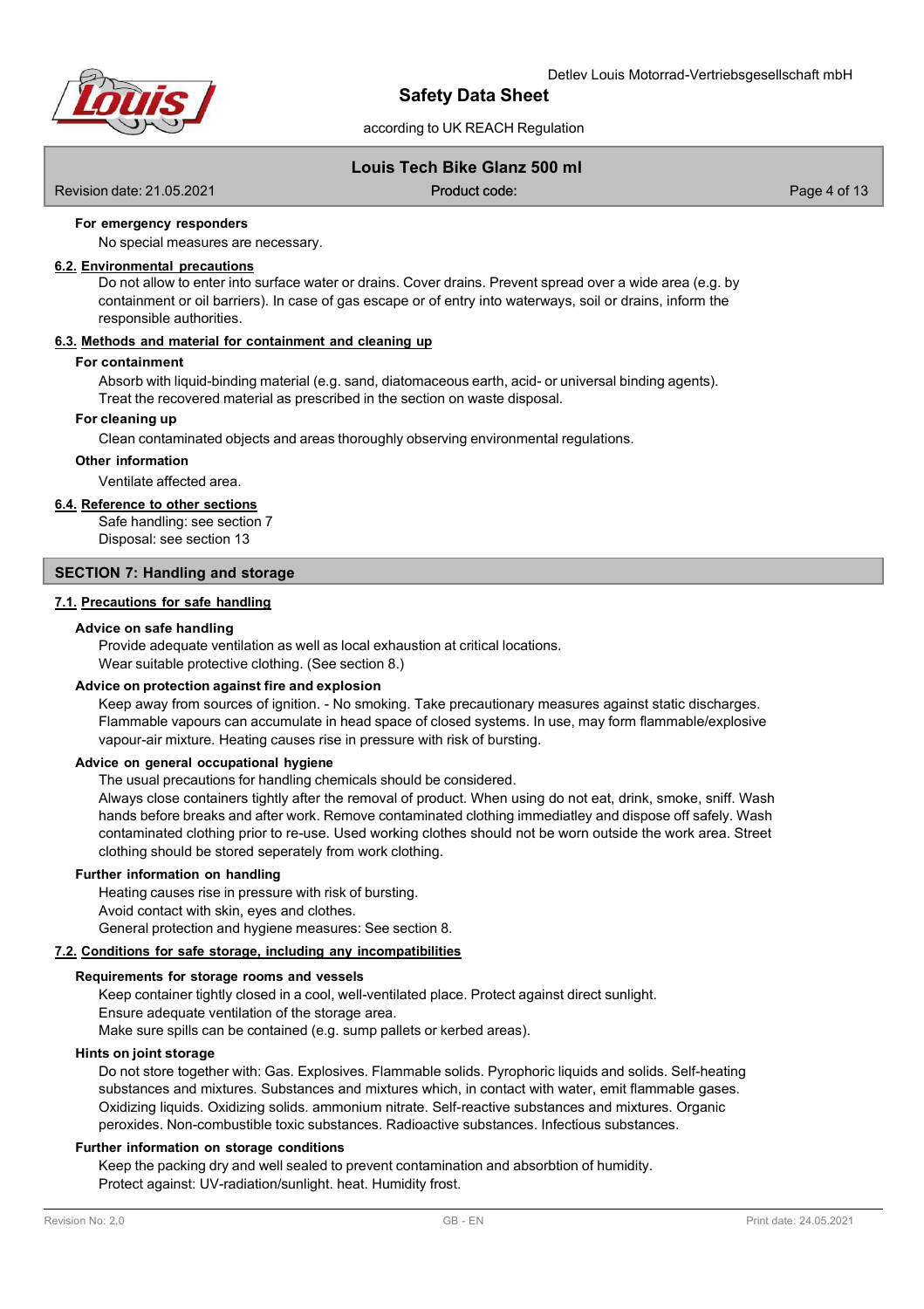**For emergency responders**

No special measures are necessary.

### 6.2. Environmental precautions

Do not allow to enter into surface water or drains. Cover drains. Prevent spread over a wide area (e.g. by containment or oil barriers). In case of gas escape or of entry into waterways, soil or drains, inform the responsible authorities.

### 6.3. Methods and material for containment and cleaning up

**For containment**

Absorb with liquid-binding material (e.g. sand, diatomaceous earth, acid- or universal binding agents). Treat the recovered material as prescribed in the section on waste disposal.

**For cleaning up**

Clean contaminated objects and areas thoroughly observing environmental regulations.

**Other information**

Ventilate affected area.

### 6.4. Reference to other sections

Safe handling: see section 7
Disposal: see section 13

## SECTION 7: Handling and storage

### 7.1. Precautions for safe handling

**Advice on safe handling**

Provide adequate ventilation as well as local exhaustion at critical locations.
Wear suitable protective clothing. (See section 8.)

**Advice on protection against fire and explosion**

Keep away from sources of ignition. - No smoking. Take precautionary measures against static discharges. Flammable vapours can accumulate in head space of closed systems. In use, may form flammable/explosive vapour-air mixture. Heating causes rise in pressure with risk of bursting.

**Advice on general occupational hygiene**

The usual precautions for handling chemicals should be considered.
Always close containers tightly after the removal of product. When using do not eat, drink, smoke, sniff. Wash hands before breaks and after work. Remove contaminated clothing immediatley and dispose off safely. Wash contaminated clothing prior to re-use. Used working clothes should not be worn outside the work area. Street clothing should be stored seperately from work clothing.

**Further information on handling**

Heating causes rise in pressure with risk of bursting.
Avoid contact with skin, eyes and clothes.
General protection and hygiene measures: See section 8.

### 7.2. Conditions for safe storage, including any incompatibilities

**Requirements for storage rooms and vessels**

Keep container tightly closed in a cool, well-ventilated place. Protect against direct sunlight.
Ensure adequate ventilation of the storage area.
Make sure spills can be contained (e.g. sump pallets or kerbed areas).

**Hints on joint storage**

Do not store together with: Gas. Explosives. Flammable solids. Pyrophoric liquids and solids. Self-heating substances and mixtures. Substances and mixtures which, in contact with water, emit flammable gases. Oxidizing liquids. Oxidizing solids. ammonium nitrate. Self-reactive substances and mixtures. Organic peroxides. Non-combustible toxic substances. Radioactive substances. Infectious substances.

**Further information on storage conditions**

Keep the packing dry and well sealed to prevent contamination and absorbtion of humidity.
Protect against: UV-radiation/sunlight. heat. Humidity frost.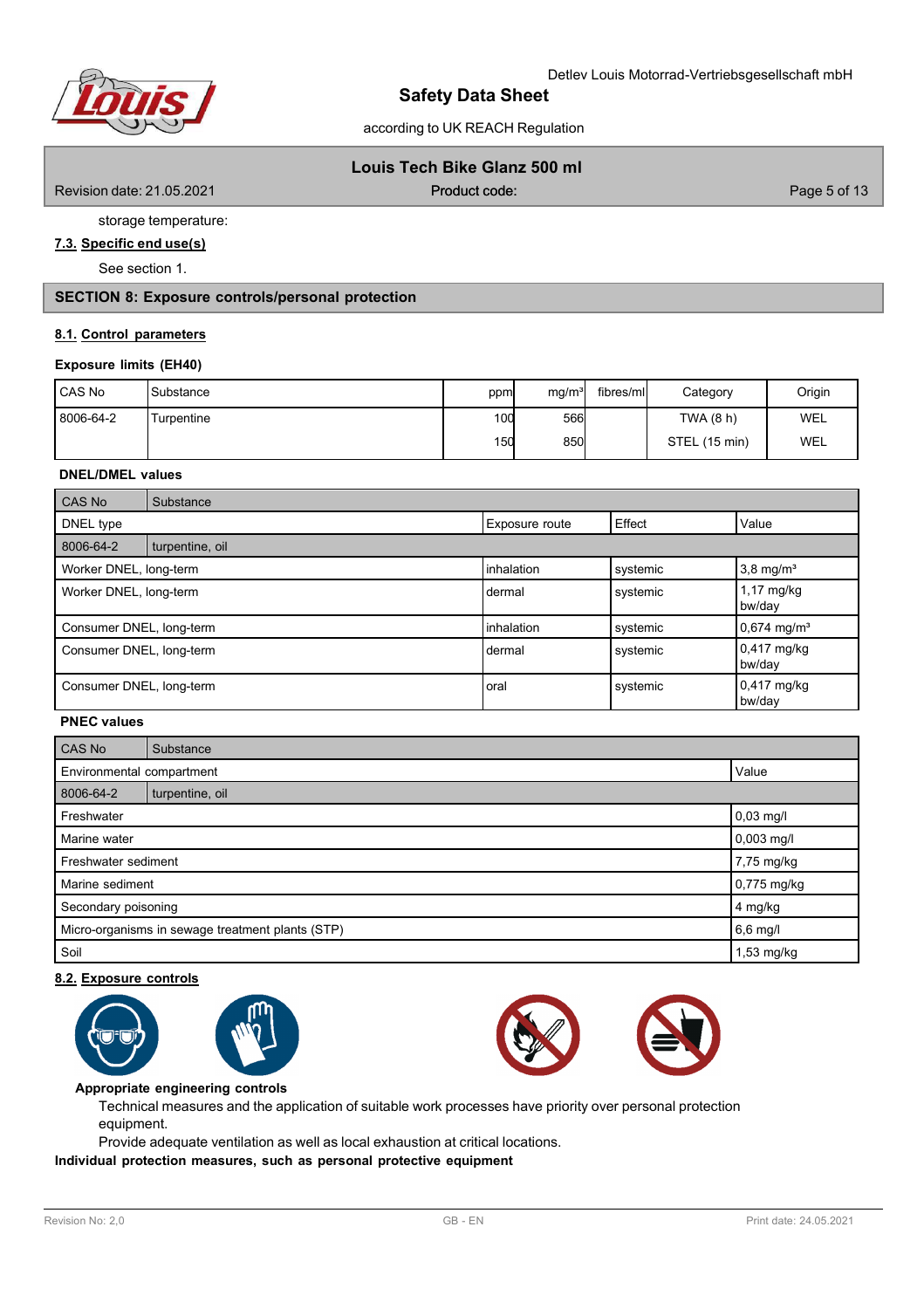storage temperature:

**7.3. Specific end use(s)**

See section 1.

## SECTION 8: Exposure controls/personal protection

### 8.1. Control parameters

**Exposure limits (EH40)**

| CAS No | Substance | ppm | mg/m³ | fibres/ml | Category | Origin |
|---|---|---|---|---|---|---|
| 8006-64-2 | Turpentine | 100 | 566 | | TWA (8 h) | WEL |
| | | 150 | 850 | | STEL (15 min) | WEL |

**DNEL/DMEL values**

| CAS No | Substance | | | |
|---|---|---|---|---|
| DNEL type | | Exposure route | Effect | Value |
| 8006-64-2 | turpentine, oil | | | |
| Worker DNEL, long-term | | inhalation | systemic | 3,8 mg/m³ |
| Worker DNEL, long-term | | dermal | systemic | 1,17 mg/kg bw/day |
| Consumer DNEL, long-term | | inhalation | systemic | 0,674 mg/m³ |
| Consumer DNEL, long-term | | dermal | systemic | 0,417 mg/kg bw/day |
| Consumer DNEL, long-term | | oral | systemic | 0,417 mg/kg bw/day |

**PNEC values**

| CAS No | Substance | |
|---|---|---|
| Environmental compartment | | Value |
| 8006-64-2 | turpentine, oil | |
| Freshwater | | 0,03 mg/l |
| Marine water | | 0,003 mg/l |
| Freshwater sediment | | 7,75 mg/kg |
| Marine sediment | | 0,775 mg/kg |
| Secondary poisoning | | 4 mg/kg |
| Micro-organisms in sewage treatment plants (STP) | | 6,6 mg/l |
| Soil | | 1,53 mg/kg |

### 8.2. Exposure controls

**Appropriate engineering controls**

Technical measures and the application of suitable work processes have priority over personal protection equipment.

Provide adequate ventilation as well as local exhaustion at critical locations.

**Individual protection measures, such as personal protective equipment**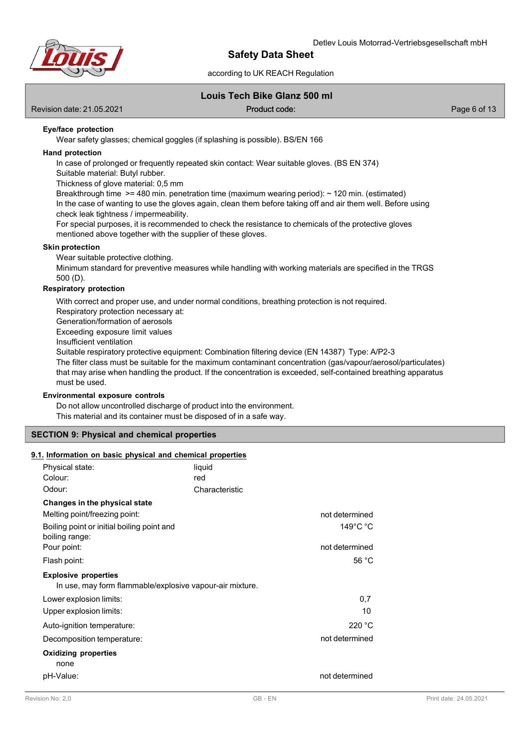**Eye/face protection**

Wear safety glasses; chemical goggles (if splashing is possible). BS/EN 166

**Hand protection**

In case of prolonged or frequently repeated skin contact: Wear suitable gloves. (BS EN 374)
Suitable material: Butyl rubber.
Thickness of glove material: 0,5 mm
Breakthrough time >= 480 min. penetration time (maximum wearing period): ~ 120 min. (estimated)
In the case of wanting to use the gloves again, clean them before taking off and air them well. Before using check leak tightness / impermeability.
For special purposes, it is recommended to check the resistance to chemicals of the protective gloves mentioned above together with the supplier of these gloves.

**Skin protection**

Wear suitable protective clothing.
Minimum standard for preventive measures while handling with working materials are specified in the TRGS 500 (D).

**Respiratory protection**

With correct and proper use, and under normal conditions, breathing protection is not required.
Respiratory protection necessary at:
Generation/formation of aerosols
Exceeding exposure limit values
Insufficient ventilation
Suitable respiratory protective equipment: Combination filtering device (EN 14387) Type: A/P2-3
The filter class must be suitable for the maximum contaminant concentration (gas/vapour/aerosol/particulates) that may arise when handling the product. If the concentration is exceeded, self-contained breathing apparatus must be used.

**Environmental exposure controls**

Do not allow uncontrolled discharge of product into the environment.
This material and its container must be disposed of in a safe way.

## SECTION 9: Physical and chemical properties

### 9.1. Information on basic physical and chemical properties

| | |
|---|---|
| Physical state: | liquid |
| Colour: | red |
| Odour: | Characteristic |

**Changes in the physical state**

| | |
|---|---|
| Melting point/freezing point: | not determined |
| Boiling point or initial boiling point and boiling range: | 149°C °C |
| Pour point: | not determined |
| Flash point: | 56 °C |

**Explosive properties**

In use, may form flammable/explosive vapour-air mixture.

| | |
|---|---|
| Lower explosion limits: | 0,7 |
| Upper explosion limits: | 10 |
| Auto-ignition temperature: | 220 °C |
| Decomposition temperature: | not determined |

**Oxidizing properties**

none

| | |
|---|---|
| pH-Value: | not determined |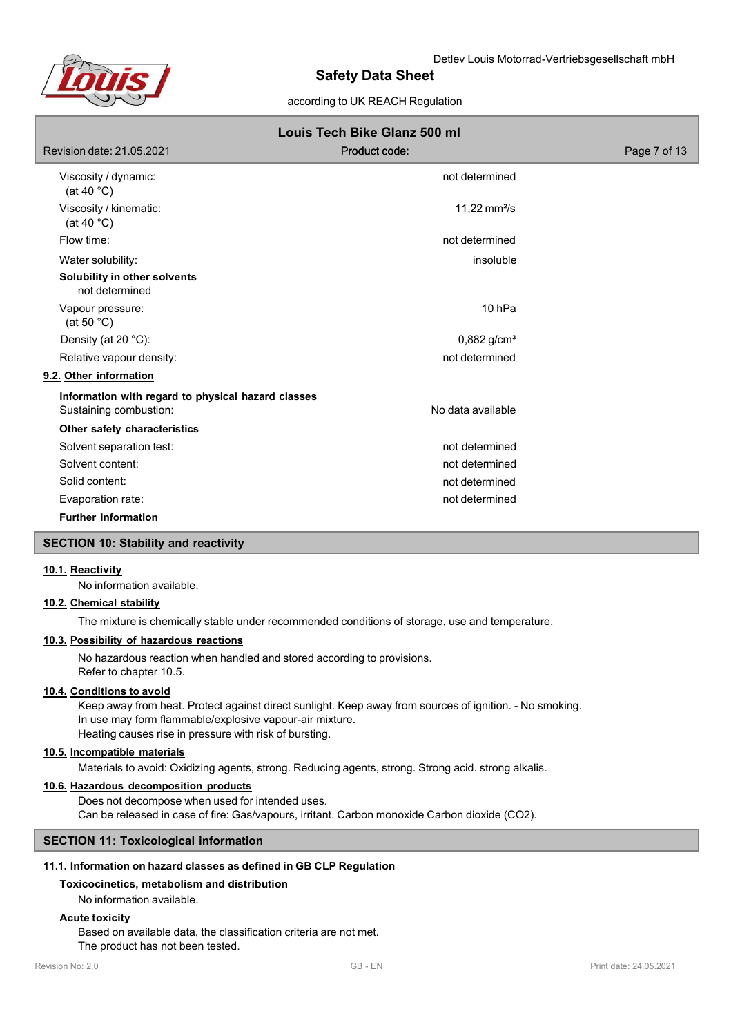| | |
|---|---|
| Viscosity / dynamic: (at 40 °C) | not determined |
| Viscosity / kinematic: (at 40 °C) | 11,22 mm²/s |
| Flow time: | not determined |
| Water solubility: | insoluble |

**Solubility in other solvents**
not determined

| | |
|---|---|
| Vapour pressure: (at 50 °C) | 10 hPa |
| Density (at 20 °C): | 0,882 g/cm³ |
| Relative vapour density: | not determined |

**9.2. Other information**

**Information with regard to physical hazard classes**

| | |
|---|---|
| Sustaining combustion: | No data available |

**Other safety characteristics**

| | |
|---|---|
| Solvent separation test: | not determined |
| Solvent content: | not determined |
| Solid content: | not determined |
| Evaporation rate: | not determined |

**Further Information**

## SECTION 10: Stability and reactivity

**10.1. Reactivity**

No information available.

**10.2. Chemical stability**

The mixture is chemically stable under recommended conditions of storage, use and temperature.

**10.3. Possibility of hazardous reactions**

No hazardous reaction when handled and stored according to provisions.
Refer to chapter 10.5.

**10.4. Conditions to avoid**

Keep away from heat. Protect against direct sunlight. Keep away from sources of ignition. - No smoking.
In use may form flammable/explosive vapour-air mixture.
Heating causes rise in pressure with risk of bursting.

**10.5. Incompatible materials**

Materials to avoid: Oxidizing agents, strong. Reducing agents, strong. Strong acid. strong alkalis.

**10.6. Hazardous decomposition products**

Does not decompose when used for intended uses.
Can be released in case of fire: Gas/vapours, irritant. Carbon monoxide Carbon dioxide ($CO_2$).

## SECTION 11: Toxicological information

**11.1. Information on hazard classes as defined in GB CLP Regulation**

**Toxicocinetics, metabolism and distribution**

No information available.

**Acute toxicity**

Based on available data, the classification criteria are not met.
The product has not been tested.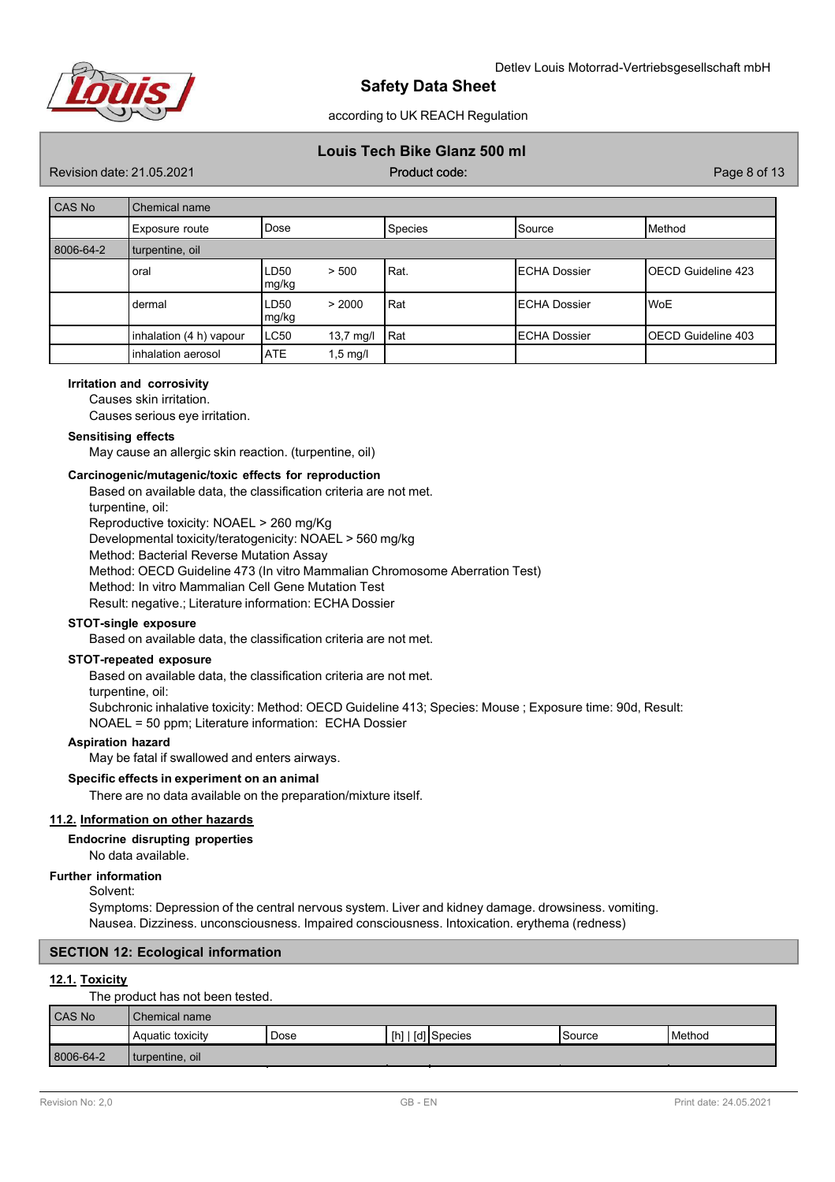| CAS No | Chemical name | | | | |
|---|---|---|---|---|---|
| | Exposure route | Dose | Species | Source | Method |
| 8006-64-2 | turpentine, oil | | | | |
| | oral | LD50 > 500 mg/kg | Rat. | ECHA Dossier | OECD Guideline 423 |
| | dermal | LD50 > 2000 mg/kg | Rat | ECHA Dossier | WoE |
| | inhalation (4 h) vapour | LC50 13,7 mg/l | Rat | ECHA Dossier | OECD Guideline 403 |
| | inhalation aerosol | ATE 1,5 mg/l | | | |

**Irritation and corrosivity**

Causes skin irritation.

Causes serious eye irritation.

**Sensitising effects**

May cause an allergic skin reaction. (turpentine, oil)

**Carcinogenic/mutagenic/toxic effects for reproduction**

Based on available data, the classification criteria are not met.

turpentine, oil:

Reproductive toxicity: NOAEL > 260 mg/Kg

Developmental toxicity/teratogenicity: NOAEL > 560 mg/kg

Method: Bacterial Reverse Mutation Assay

Method: OECD Guideline 473 (In vitro Mammalian Chromosome Aberration Test)

Method: In vitro Mammalian Cell Gene Mutation Test

Result: negative.; Literature information: ECHA Dossier

**STOT-single exposure**

Based on available data, the classification criteria are not met.

**STOT-repeated exposure**

Based on available data, the classification criteria are not met.

turpentine, oil:

Subchronic inhalative toxicity: Method: OECD Guideline 413; Species: Mouse ; Exposure time: 90d, Result: NOAEL = 50 ppm; Literature information: ECHA Dossier

**Aspiration hazard**

May be fatal if swallowed and enters airways.

**Specific effects in experiment on an animal**

There are no data available on the preparation/mixture itself.

### 11.2. Information on other hazards

**Endocrine disrupting properties**

No data available.

**Further information**

Solvent:

Symptoms: Depression of the central nervous system. Liver and kidney damage. drowsiness. vomiting. Nausea. Dizziness. unconsciousness. Impaired consciousness. Intoxication. erythema (redness)

## SECTION 12: Ecological information

### 12.1. Toxicity

The product has not been tested.

| CAS No | Chemical name | | | | |
|---|---|---|---|---|---|
| | Aquatic toxicity | Dose | [h] \| [d] Species | Source | Method |
| 8006-64-2 | turpentine, oil | | | | |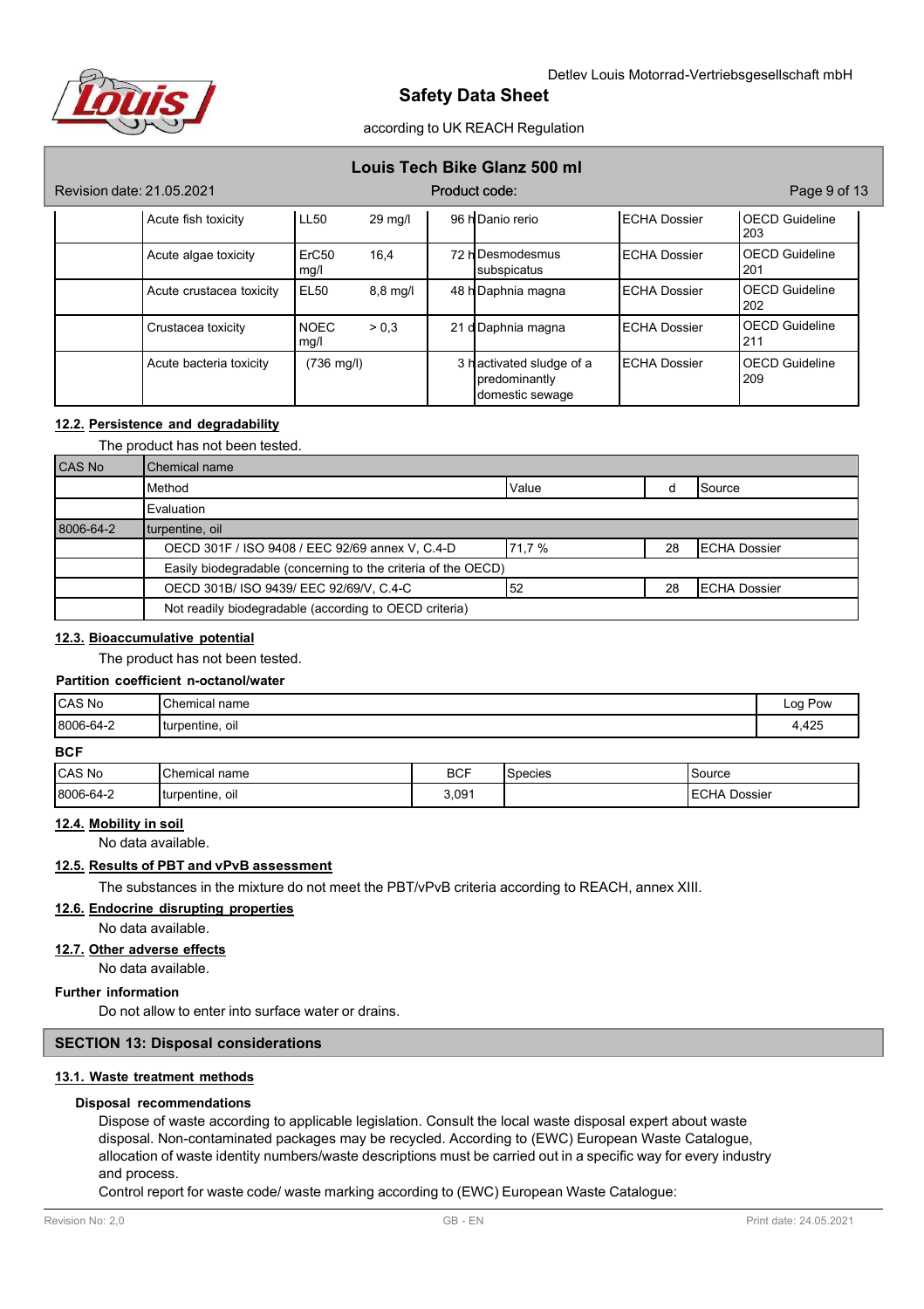| | Acute fish toxicity | LL50 | 29 mg/l | 96 h | Danio rerio | ECHA Dossier | OECD Guideline 203 |
|---|---|---|---|---|---|---|---|
| | Acute algae toxicity | ErC50 mg/l | 16,4 | 72 h | Desmodesmus subspicatus | ECHA Dossier | OECD Guideline 201 |
| | Acute crustacea toxicity | EL50 | 8,8 mg/l | 48 h | Daphnia magna | ECHA Dossier | OECD Guideline 202 |
| | Crustacea toxicity | NOEC mg/l | > 0,3 | 21 d | Daphnia magna | ECHA Dossier | OECD Guideline 211 |
| | Acute bacteria toxicity | (736 mg/l) | | 3 h | activated sludge of a predominantly domestic sewage | ECHA Dossier | OECD Guideline 209 |

## 12.2. Persistence and degradability

The product has not been tested.

| CAS No | Chemical name | | | |
|---|---|---|---|---|
| | Method | Value | d | Source |
| | Evaluation | | | |
| 8006-64-2 | turpentine, oil | | | |
| | OECD 301F / ISO 9408 / EEC 92/69 annex V, C.4-D | 71,7 % | 28 | ECHA Dossier |
| | Easily biodegradable (concerning to the criteria of the OECD) | | | |
| | OECD 301B/ ISO 9439/ EEC 92/69/V, C.4-C | 52 | 28 | ECHA Dossier |
| | Not readily biodegradable (according to OECD criteria) | | | |

## 12.3. Bioaccumulative potential

The product has not been tested.

**Partition coefficient n-octanol/water**

| CAS No | Chemical name | Log Pow |
|---|---|---|
| 8006-64-2 | turpentine, oil | 4,425 |

**BCF**

| CAS No | Chemical name | BCF | Species | Source |
|---|---|---|---|---|
| 8006-64-2 | turpentine, oil | 3,091 | | ECHA Dossier |

## 12.4. Mobility in soil

No data available.

## 12.5. Results of PBT and vPvB assessment

The substances in the mixture do not meet the PBT/vPvB criteria according to REACH, annex XIII.

## 12.6. Endocrine disrupting properties

No data available.

## 12.7. Other adverse effects

No data available.

**Further information**

Do not allow to enter into surface water or drains.

# SECTION 13: Disposal considerations

## 13.1. Waste treatment methods

**Disposal recommendations**

Dispose of waste according to applicable legislation. Consult the local waste disposal expert about waste disposal. Non-contaminated packages may be recycled. According to (EWC) European Waste Catalogue, allocation of waste identity numbers/waste descriptions must be carried out in a specific way for every industry and process.

Control report for waste code/ waste marking according to (EWC) European Waste Catalogue: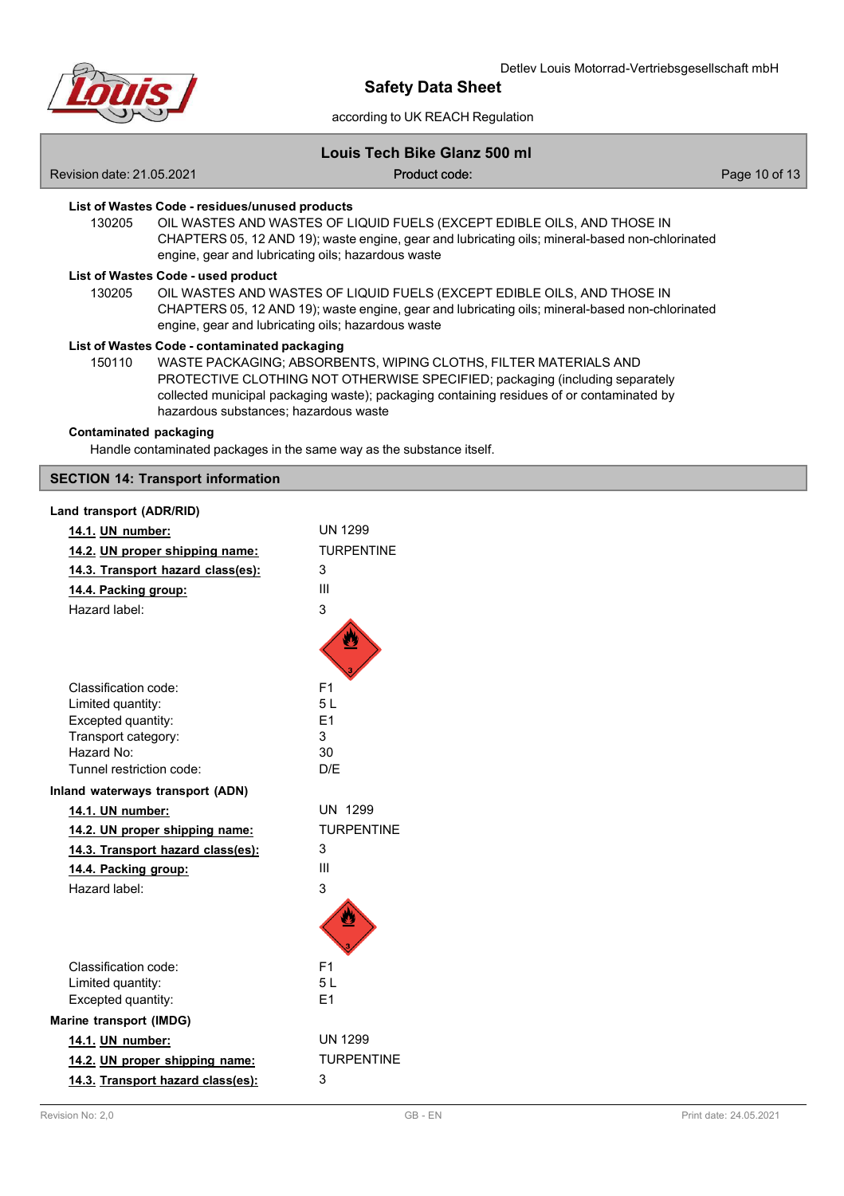**List of Wastes Code - residues/unused products**

130205 OIL WASTES AND WASTES OF LIQUID FUELS (EXCEPT EDIBLE OILS, AND THOSE IN CHAPTERS 05, 12 AND 19); waste engine, gear and lubricating oils; mineral-based non-chlorinated engine, gear and lubricating oils; hazardous waste

**List of Wastes Code - used product**

130205 OIL WASTES AND WASTES OF LIQUID FUELS (EXCEPT EDIBLE OILS, AND THOSE IN CHAPTERS 05, 12 AND 19); waste engine, gear and lubricating oils; mineral-based non-chlorinated engine, gear and lubricating oils; hazardous waste

**List of Wastes Code - contaminated packaging**

150110 WASTE PACKAGING; ABSORBENTS, WIPING CLOTHS, FILTER MATERIALS AND PROTECTIVE CLOTHING NOT OTHERWISE SPECIFIED; packaging (including separately collected municipal packaging waste); packaging containing residues of or contaminated by hazardous substances; hazardous waste

**Contaminated packaging**

Handle contaminated packages in the same way as the substance itself.

## SECTION 14: Transport information

**Land transport (ADR/RID)**

| | |
|---|---|
| **14.1. UN number:** | UN 1299 |
| **14.2. UN proper shipping name:** | TURPENTINE |
| **14.3. Transport hazard class(es):** | 3 |
| **14.4. Packing group:** | III |
| Hazard label: | 3 |
| Classification code: | F1 |
| Limited quantity: | 5 L |
| Excepted quantity: | E1 |
| Transport category: | 3 |
| Hazard No: | 30 |
| Tunnel restriction code: | D/E |

**Inland waterways transport (ADN)**

| | |
|---|---|
| **14.1. UN number:** | UN 1299 |
| **14.2. UN proper shipping name:** | TURPENTINE |
| **14.3. Transport hazard class(es):** | 3 |
| **14.4. Packing group:** | III |
| Hazard label: | 3 |
| Classification code: | F1 |
| Limited quantity: | 5 L |
| Excepted quantity: | E1 |

**Marine transport (IMDG)**

| | |
|---|---|
| **14.1. UN number:** | UN 1299 |
| **14.2. UN proper shipping name:** | TURPENTINE |
| **14.3. Transport hazard class(es):** | 3 |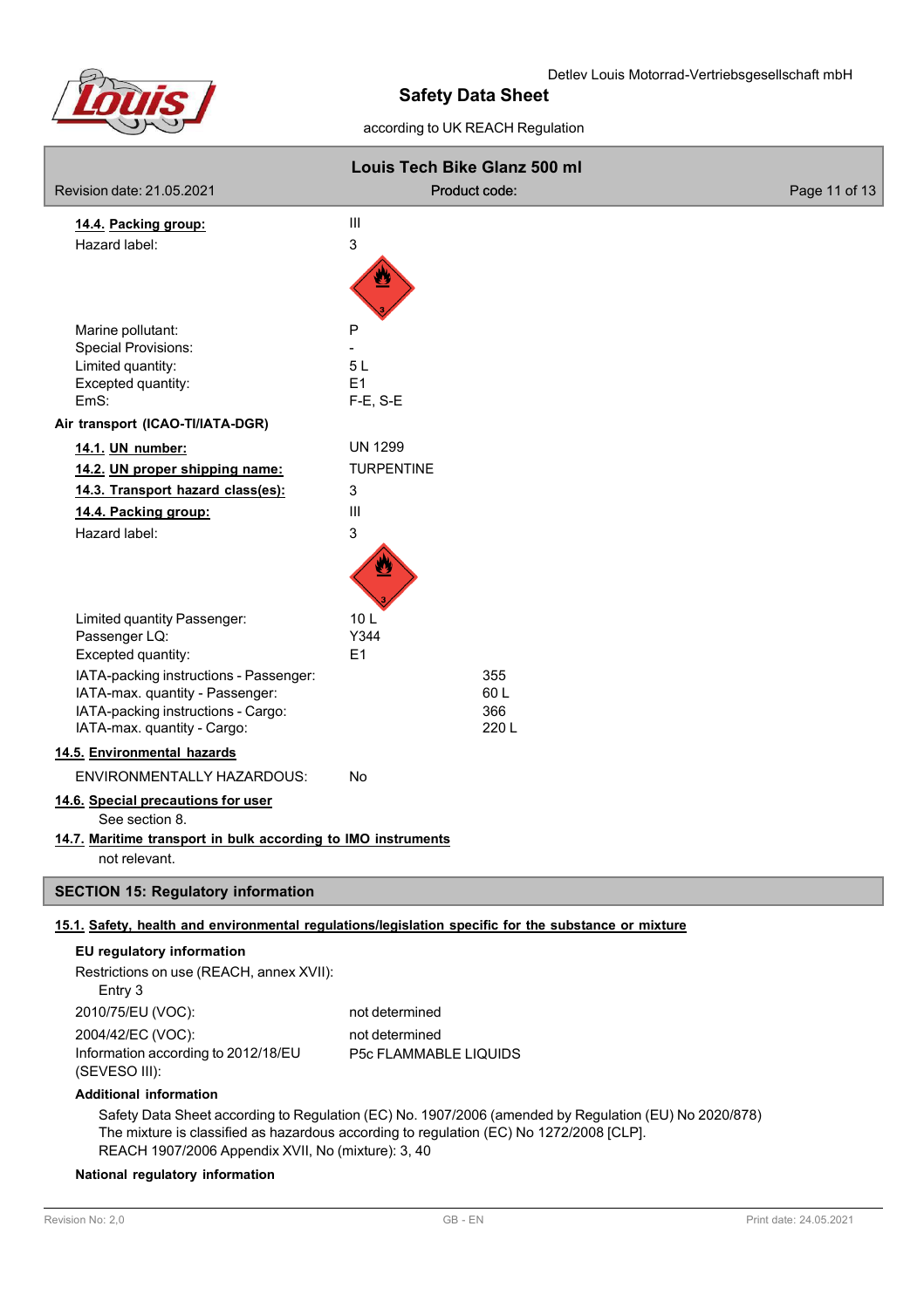**14.4. Packing group:** III

Hazard label: 3

Marine pollutant: P
Special Provisions: -
Limited quantity: 5 L
Excepted quantity: E1
EmS: F-E, S-E

**Air transport (ICAO-TI/IATA-DGR)**

**14.1. UN number:** UN 1299

**14.2. UN proper shipping name:** TURPENTINE

**14.3. Transport hazard class(es):** 3

**14.4. Packing group:** III

Hazard label: 3

Limited quantity Passenger: 10 L
Passenger LQ: Y344
Excepted quantity: E1

IATA-packing instructions - Passenger: 355
IATA-max. quantity - Passenger: 60 L
IATA-packing instructions - Cargo: 366
IATA-max. quantity - Cargo: 220 L

**14.5. Environmental hazards**

ENVIRONMENTALLY HAZARDOUS: No

**14.6. Special precautions for user**

See section 8.

**14.7. Maritime transport in bulk according to IMO instruments**

not relevant.

## SECTION 15: Regulatory information

**15.1. Safety, health and environmental regulations/legislation specific for the substance or mixture**

**EU regulatory information**

Restrictions on use (REACH, annex XVII):
Entry 3

2010/75/EU (VOC): not determined
2004/42/EC (VOC): not determined
Information according to 2012/18/EU (SEVESO III): P5c FLAMMABLE LIQUIDS

**Additional information**

Safety Data Sheet according to Regulation (EC) No. 1907/2006 (amended by Regulation (EU) No 2020/878)
The mixture is classified as hazardous according to regulation (EC) No 1272/2008 [CLP].
REACH 1907/2006 Appendix XVII, No (mixture): 3, 40

**National regulatory information**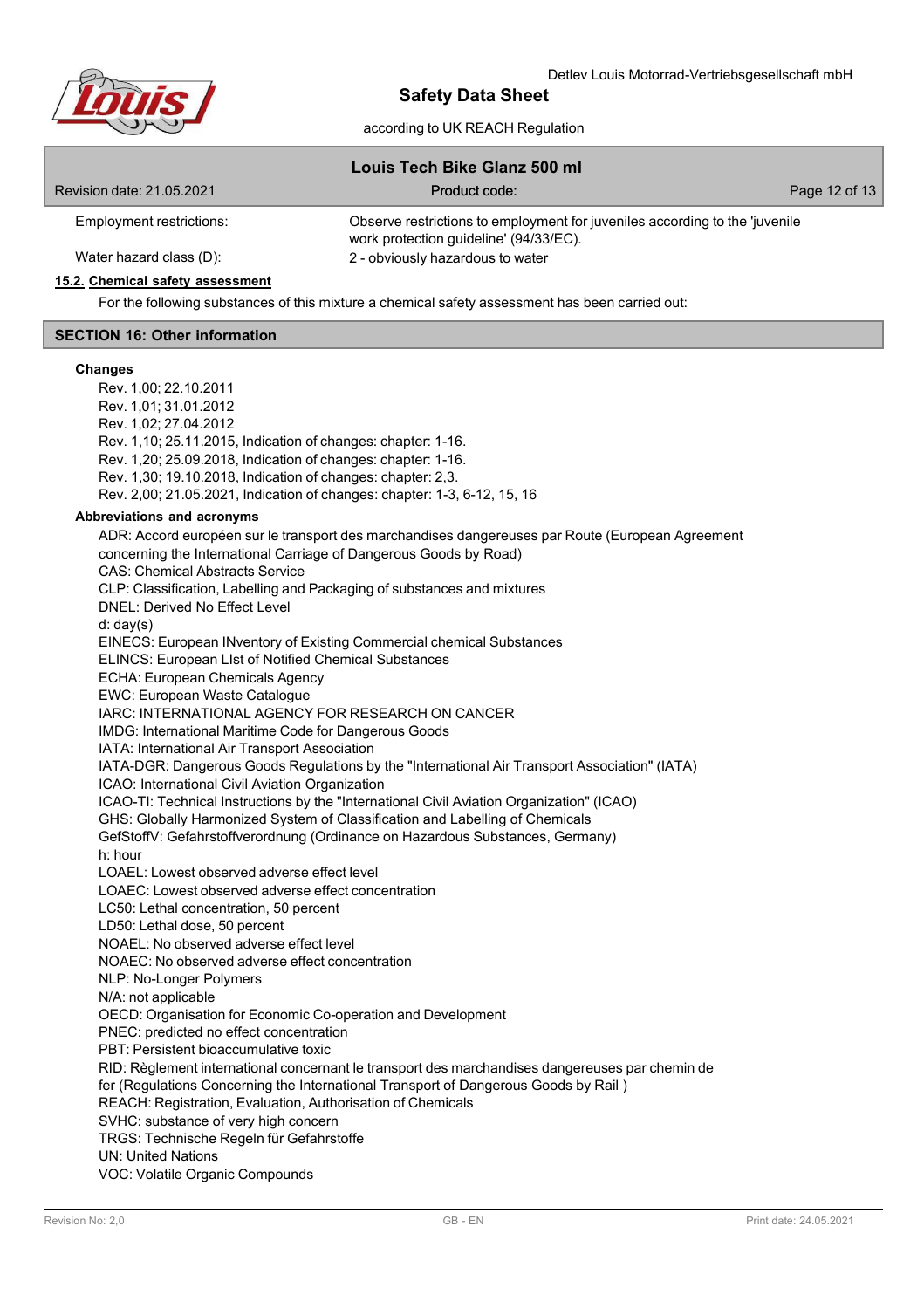Employment restrictions: Observe restrictions to employment for juveniles according to the 'juvenile work protection guideline' (94/33/EC).

Water hazard class (D): 2 - obviously hazardous to water

**15.2. Chemical safety assessment**

For the following substances of this mixture a chemical safety assessment has been carried out:

## SECTION 16: Other information

**Changes**

Rev. 1,00; 22.10.2011
Rev. 1,01; 31.01.2012
Rev. 1,02; 27.04.2012
Rev. 1,10; 25.11.2015, Indication of changes: chapter: 1-16.
Rev. 1,20; 25.09.2018, Indication of changes: chapter: 1-16.
Rev. 1,30; 19.10.2018, Indication of changes: chapter: 2,3.
Rev. 2,00; 21.05.2021, Indication of changes: chapter: 1-3, 6-12, 15, 16

**Abbreviations and acronyms**

ADR: Accord européen sur le transport des marchandises dangereuses par Route (European Agreement concerning the International Carriage of Dangerous Goods by Road)
CAS: Chemical Abstracts Service
CLP: Classification, Labelling and Packaging of substances and mixtures
DNEL: Derived No Effect Level
d: day(s)
EINECS: European INventory of Existing Commercial chemical Substances
ELINCS: European LIst of Notified Chemical Substances
ECHA: European Chemicals Agency
EWC: European Waste Catalogue
IARC: INTERNATIONAL AGENCY FOR RESEARCH ON CANCER
IMDG: International Maritime Code for Dangerous Goods
IATA: International Air Transport Association
IATA-DGR: Dangerous Goods Regulations by the "International Air Transport Association" (IATA)
ICAO: International Civil Aviation Organization
ICAO-TI: Technical Instructions by the "International Civil Aviation Organization" (ICAO)
GHS: Globally Harmonized System of Classification and Labelling of Chemicals
GefStoffV: Gefahrstoffverordnung (Ordinance on Hazardous Substances, Germany)
h: hour
LOAEL: Lowest observed adverse effect level
LOAEC: Lowest observed adverse effect concentration
LC50: Lethal concentration, 50 percent
LD50: Lethal dose, 50 percent
NOAEL: No observed adverse effect level
NOAEC: No observed adverse effect concentration
NLP: No-Longer Polymers
N/A: not applicable
OECD: Organisation for Economic Co-operation and Development
PNEC: predicted no effect concentration
PBT: Persistent bioaccumulative toxic
RID: Règlement international concernant le transport des marchandises dangereuses par chemin de fer (Regulations Concerning the International Transport of Dangerous Goods by Rail )
REACH: Registration, Evaluation, Authorisation of Chemicals
SVHC: substance of very high concern
TRGS: Technische Regeln für Gefahrstoffe
UN: United Nations
VOC: Volatile Organic Compounds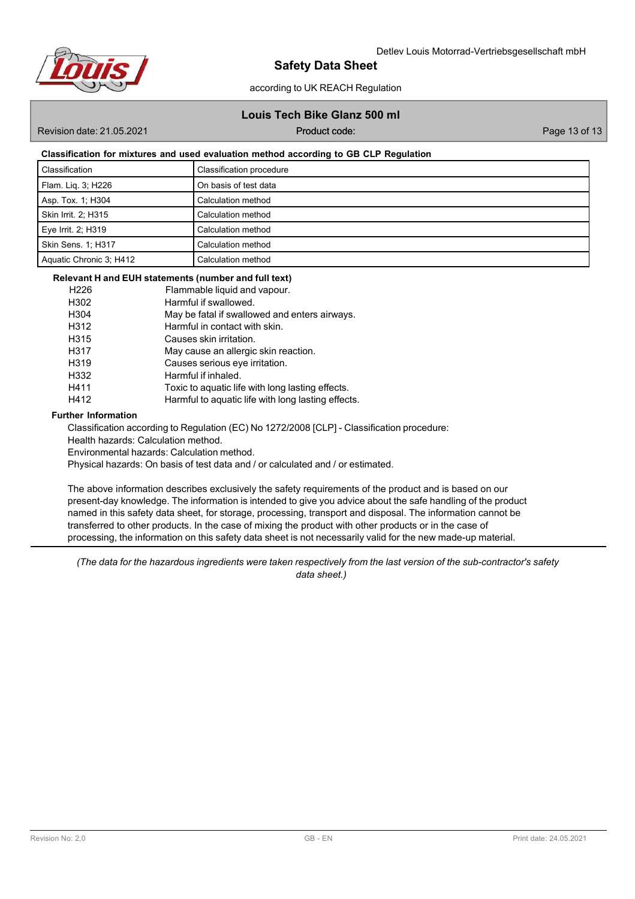**Classification for mixtures and used evaluation method according to GB CLP Regulation**

| Classification | Classification procedure |
|---|---|
| Flam. Liq. 3; H226 | On basis of test data |
| Asp. Tox. 1; H304 | Calculation method |
| Skin Irrit. 2; H315 | Calculation method |
| Eye Irrit. 2; H319 | Calculation method |
| Skin Sens. 1; H317 | Calculation method |
| Aquatic Chronic 3; H412 | Calculation method |

**Relevant H and EUH statements (number and full text)**

| | |
|---|---|
| H226 | Flammable liquid and vapour. |
| H302 | Harmful if swallowed. |
| H304 | May be fatal if swallowed and enters airways. |
| H312 | Harmful in contact with skin. |
| H315 | Causes skin irritation. |
| H317 | May cause an allergic skin reaction. |
| H319 | Causes serious eye irritation. |
| H332 | Harmful if inhaled. |
| H411 | Toxic to aquatic life with long lasting effects. |
| H412 | Harmful to aquatic life with long lasting effects. |

**Further Information**

Classification according to Regulation (EC) No 1272/2008 [CLP] - Classification procedure:
Health hazards: Calculation method.
Environmental hazards: Calculation method.
Physical hazards: On basis of test data and / or calculated and / or estimated.

The above information describes exclusively the safety requirements of the product and is based on our present-day knowledge. The information is intended to give you advice about the safe handling of the product named in this safety data sheet, for storage, processing, transport and disposal. The information cannot be transferred to other products. In the case of mixing the product with other products or in the case of processing, the information on this safety data sheet is not necessarily valid for the new made-up material.

---

*(The data for the hazardous ingredients were taken respectively from the last version of the sub-contractor's safety data sheet.)*